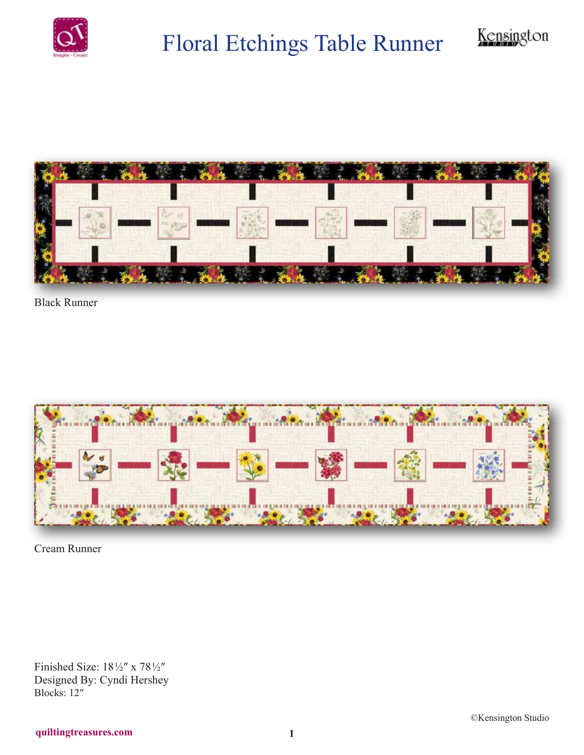# Floral Etchings Table Runner

Black Runner

Cream Runner

Finished Size: 18½″ x 78½″
Designed By: Cyndi Hershey
Blocks: 12″

©Kensington Studio

quiltingtreasures.com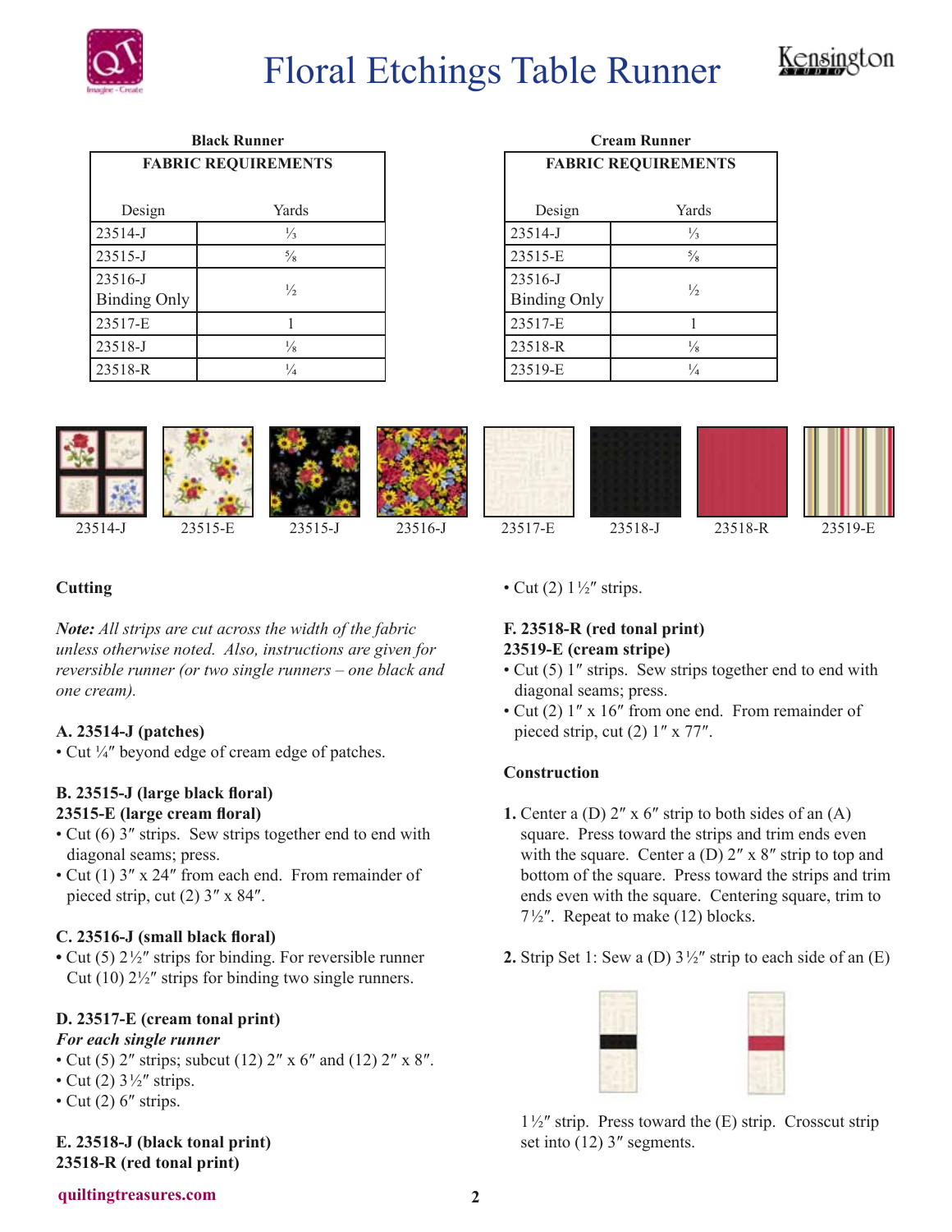# Floral Etchings Table Runner

**Black Runner**

| FABRIC REQUIREMENTS | |
|---|---|
| Design | Yards |
| 23514-J | ⅓ |
| 23515-J | ⅝ |
| 23516-J Binding Only | ½ |
| 23517-E | 1 |
| 23518-J | ⅛ |
| 23518-R | ¼ |

**Cream Runner**

| FABRIC REQUIREMENTS | |
|---|---|
| Design | Yards |
| 23514-J | ⅓ |
| 23515-E | ⅝ |
| 23516-J Binding Only | ½ |
| 23517-E | 1 |
| 23518-R | ⅛ |
| 23519-E | ¼ |

23514-J 23515-E 23515-J 23516-J 23517-E 23518-J 23518-R 23519-E

## Cutting

*Note: All strips are cut across the width of the fabric unless otherwise noted. Also, instructions are given for reversible runner (or two single runners – one black and one cream).*

**A. 23514-J (patches)**
- Cut ¼″ beyond edge of cream edge of patches.

**B. 23515-J (large black floral)**
**23515-E (large cream floral)**
- Cut (6) 3″ strips. Sew strips together end to end with diagonal seams; press.
- Cut (1) 3″ x 24″ from each end. From remainder of pieced strip, cut (2) 3″ x 84″.

**C. 23516-J (small black floral)**
- Cut (5) 2½″ strips for binding. For reversible runner Cut (10) 2½″ strips for binding two single runners.

**D. 23517-E (cream tonal print)**
***For each single runner***
- Cut (5) 2″ strips; subcut (12) 2″ x 6″ and (12) 2″ x 8″.
- Cut (2) 3½″ strips.
- Cut (2) 6″ strips.

**E. 23518-J (black tonal print)**
**23518-R (red tonal print)**
- Cut (2) 1½″ strips.

**F. 23518-R (red tonal print)**
**23519-E (cream stripe)**
- Cut (5) 1″ strips. Sew strips together end to end with diagonal seams; press.
- Cut (2) 1″ x 16″ from one end. From remainder of pieced strip, cut (2) 1″ x 77″.

## Construction

**1.** Center a (D) 2″ x 6″ strip to both sides of an (A) square. Press toward the strips and trim ends even with the square. Center a (D) 2″ x 8″ strip to top and bottom of the square. Press toward the strips and trim ends even with the square. Centering square, trim to 7½″. Repeat to make (12) blocks.

**2.** Strip Set 1: Sew a (D) 3½″ strip to each side of an (E) 1½″ strip. Press toward the (E) strip. Crosscut strip set into (12) 3″ segments.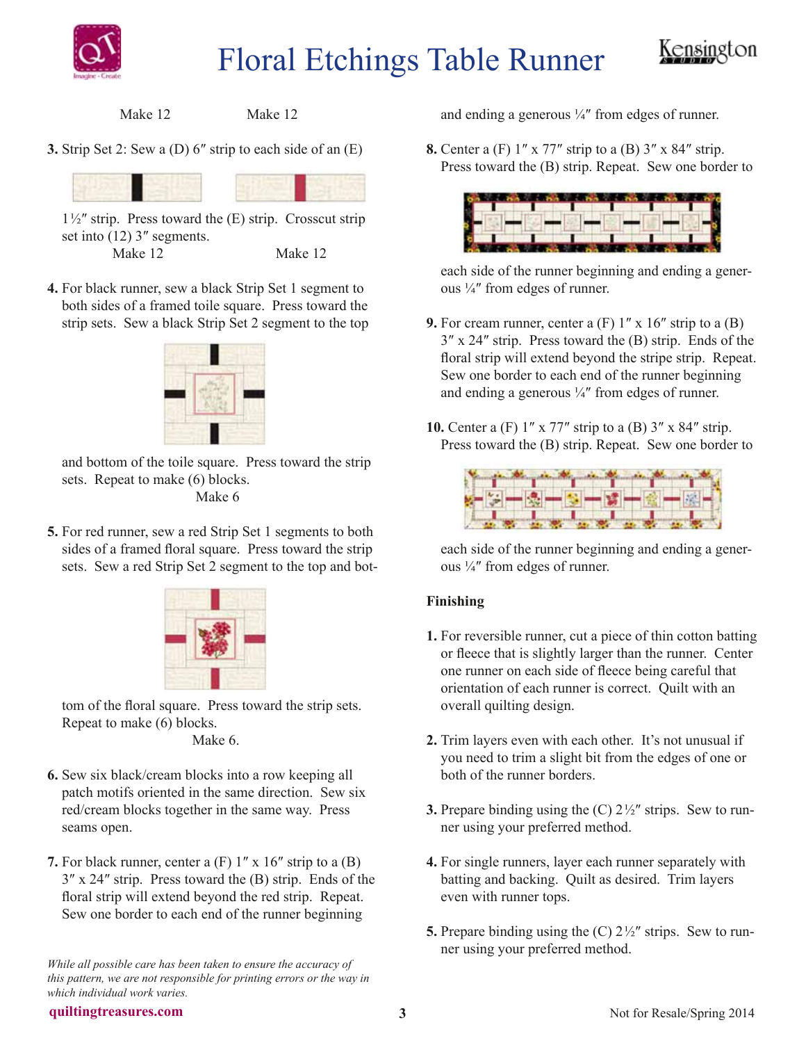# Floral Etchings Table Runner

Make 12 Make 12

3. Strip Set 2: Sew a (D) 6″ strip to each side of an (E) 1½″ strip. Press toward the (E) strip. Crosscut strip set into (12) 3″ segments.

Make 12 Make 12

4. For black runner, sew a black Strip Set 1 segment to both sides of a framed toile square. Press toward the strip sets. Sew a black Strip Set 2 segment to the top and bottom of the toile square. Press toward the strip sets. Repeat to make (6) blocks.

Make 6

5. For red runner, sew a red Strip Set 1 segments to both sides of a framed floral square. Press toward the strip sets. Sew a red Strip Set 2 segment to the top and bottom of the floral square. Press toward the strip sets. Repeat to make (6) blocks.

Make 6.

6. Sew six black/cream blocks into a row keeping all patch motifs oriented in the same direction. Sew six red/cream blocks together in the same way. Press seams open.

7. For black runner, center a (F) 1″ x 16″ strip to a (B) 3″ x 24″ strip. Press toward the (B) strip. Ends of the floral strip will extend beyond the red strip. Repeat. Sew one border to each end of the runner beginning and ending a generous ¼″ from edges of runner.

8. Center a (F) 1″ x 77″ strip to a (B) 3″ x 84″ strip. Press toward the (B) strip. Repeat. Sew one border to each side of the runner beginning and ending a generous ¼″ from edges of runner.

9. For cream runner, center a (F) 1″ x 16″ strip to a (B) 3″ x 24″ strip. Press toward the (B) strip. Ends of the floral strip will extend beyond the stripe strip. Repeat. Sew one border to each end of the runner beginning and ending a generous ¼″ from edges of runner.

10. Center a (F) 1″ x 77″ strip to a (B) 3″ x 84″ strip. Press toward the (B) strip. Repeat. Sew one border to each side of the runner beginning and ending a generous ¼″ from edges of runner.

**Finishing**

1. For reversible runner, cut a piece of thin cotton batting or fleece that is slightly larger than the runner. Center one runner on each side of fleece being careful that orientation of each runner is correct. Quilt with an overall quilting design.

2. Trim layers even with each other. It's not unusual if you need to trim a slight bit from the edges of one or both of the runner borders.

3. Prepare binding using the (C) 2½″ strips. Sew to runner using your preferred method.

4. For single runners, layer each runner separately with batting and backing. Quilt as desired. Trim layers even with runner tops.

5. Prepare binding using the (C) 2½″ strips. Sew to runner using your preferred method.

*While all possible care has been taken to ensure the accuracy of this pattern, we are not responsible for printing errors or the way in which individual work varies.*

quiltingtreasures.com

Not for Resale/Spring 2014